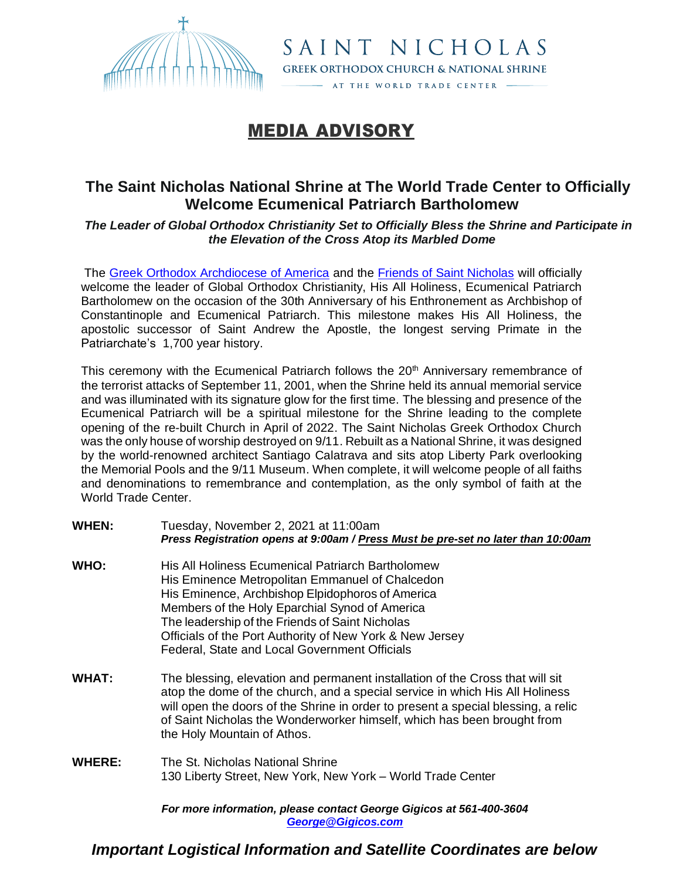SAINT NICHOLAS

GREEK ORTHODOX CHURCH & NATIONAL SHRINE

AT THE WORLD TRADE CENTER

# MEDIA ADVISORY

## The Saint Nicholas National Shrine at The World Trade Center to Officially Welcome Ecumenical Patriarch Bartholomew

***The Leader of Global Orthodox Christianity Set to Officially Bless the Shrine and Participate in the Elevation of the Cross Atop its Marbled Dome***

The Greek Orthodox Archdiocese of America and the Friends of Saint Nicholas will officially welcome the leader of Global Orthodox Christianity, His All Holiness, Ecumenical Patriarch Bartholomew on the occasion of the 30th Anniversary of his Enthronement as Archbishop of Constantinople and Ecumenical Patriarch. This milestone makes His All Holiness, the apostolic successor of Saint Andrew the Apostle, the longest serving Primate in the Patriarchate's 1,700 year history.

This ceremony with the Ecumenical Patriarch follows the 20th Anniversary remembrance of the terrorist attacks of September 11, 2001, when the Shrine held its annual memorial service and was illuminated with its signature glow for the first time. The blessing and presence of the Ecumenical Patriarch will be a spiritual milestone for the Shrine leading to the complete opening of the re-built Church in April of 2022. The Saint Nicholas Greek Orthodox Church was the only house of worship destroyed on 9/11. Rebuilt as a National Shrine, it was designed by the world-renowned architect Santiago Calatrava and sits atop Liberty Park overlooking the Memorial Pools and the 9/11 Museum. When complete, it will welcome people of all faiths and denominations to remembrance and contemplation, as the only symbol of faith at the World Trade Center.

**WHEN:** Tuesday, November 2, 2021 at 11:00am
***Press Registration opens at 9:00am / Press Must be pre-set no later than 10:00am***

**WHO:**
His All Holiness Ecumenical Patriarch Bartholomew
His Eminence Metropolitan Emmanuel of Chalcedon
His Eminence, Archbishop Elpidophoros of America
Members of the Holy Eparchial Synod of America
The leadership of the Friends of Saint Nicholas
Officials of the Port Authority of New York & New Jersey
Federal, State and Local Government Officials

**WHAT:** The blessing, elevation and permanent installation of the Cross that will sit atop the dome of the church, and a special service in which His All Holiness will open the doors of the Shrine in order to present a special blessing, a relic of Saint Nicholas the Wonderworker himself, which has been brought from the Holy Mountain of Athos.

**WHERE:** The St. Nicholas National Shrine
130 Liberty Street, New York, New York – World Trade Center

***For more information, please contact George Gigicos at 561-400-3604***
***George@Gigicos.com***

***Important Logistical Information and Satellite Coordinates are below***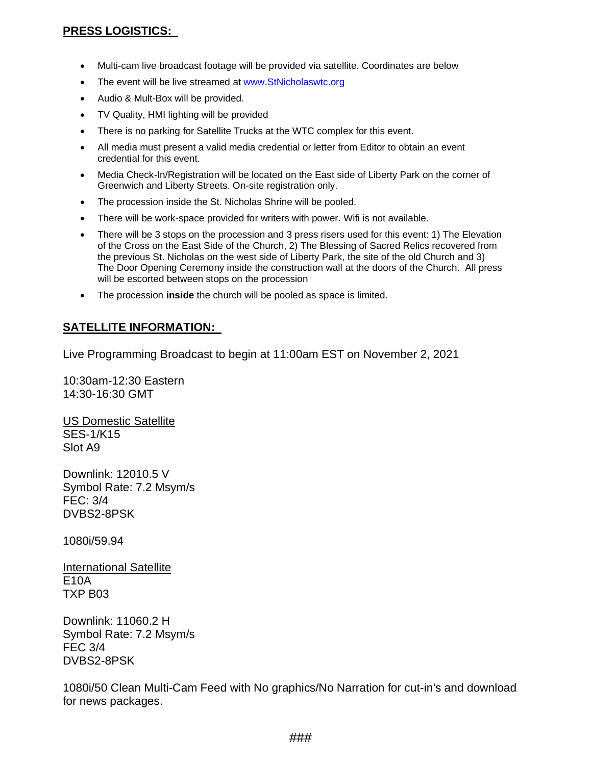## PRESS LOGISTICS:

- Multi-cam live broadcast footage will be provided via satellite. Coordinates are below
- The event will be live streamed at www.StNicholaswtc.org
- Audio & Mult-Box will be provided.
- TV Quality, HMI lighting will be provided
- There is no parking for Satellite Trucks at the WTC complex for this event.
- All media must present a valid media credential or letter from Editor to obtain an event credential for this event.
- Media Check-In/Registration will be located on the East side of Liberty Park on the corner of Greenwich and Liberty Streets. On-site registration only.
- The procession inside the St. Nicholas Shrine will be pooled.
- There will be work-space provided for writers with power. Wifi is not available.
- There will be 3 stops on the procession and 3 press risers used for this event: 1) The Elevation of the Cross on the East Side of the Church, 2) The Blessing of Sacred Relics recovered from the previous St. Nicholas on the west side of Liberty Park, the site of the old Church and 3) The Door Opening Ceremony inside the construction wall at the doors of the Church. All press will be escorted between stops on the procession
- The procession **inside** the church will be pooled as space is limited.

## SATELLITE INFORMATION:

Live Programming Broadcast to begin at 11:00am EST on November 2, 2021

10:30am-12:30 Eastern
14:30-16:30 GMT

US Domestic Satellite
SES-1/K15
Slot A9

Downlink: 12010.5 V
Symbol Rate: 7.2 Msym/s
FEC: 3/4
DVBS2-8PSK

1080i/59.94

International Satellite
E10A
TXP B03

Downlink: 11060.2 H
Symbol Rate: 7.2 Msym/s
FEC 3/4
DVBS2-8PSK

1080i/50 Clean Multi-Cam Feed with No graphics/No Narration for cut-in's and download for news packages.

###